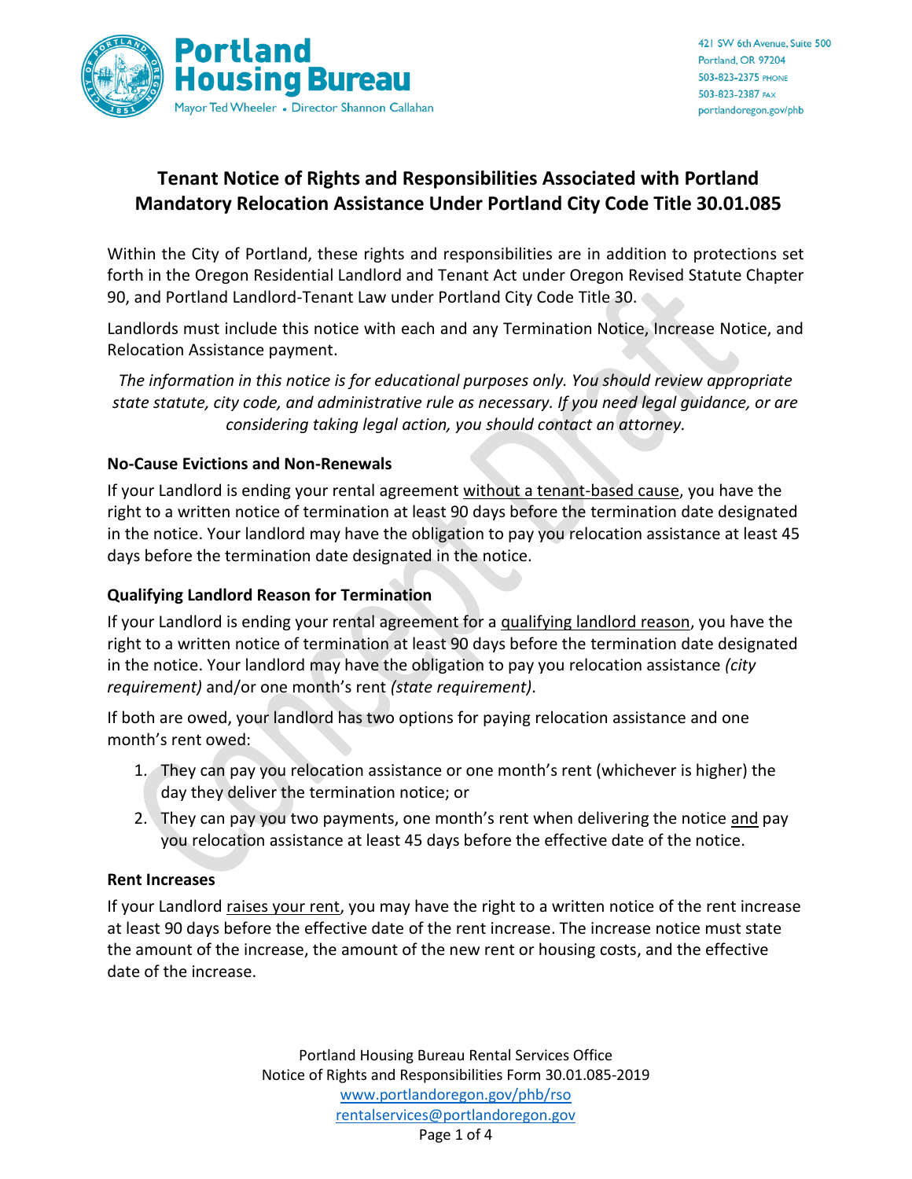Portland Housing Bureau
Mayor Ted Wheeler • Director Shannon Callahan

421 SW 6th Avenue, Suite 500
Portland, OR 97204
503-823-2375 PHONE
503-823-2387 FAX
portlandoregon.gov/phb

# Tenant Notice of Rights and Responsibilities Associated with Portland Mandatory Relocation Assistance Under Portland City Code Title 30.01.085

Within the City of Portland, these rights and responsibilities are in addition to protections set forth in the Oregon Residential Landlord and Tenant Act under Oregon Revised Statute Chapter 90, and Portland Landlord-Tenant Law under Portland City Code Title 30.

Landlords must include this notice with each and any Termination Notice, Increase Notice, and Relocation Assistance payment.

*The information in this notice is for educational purposes only. You should review appropriate state statute, city code, and administrative rule as necessary. If you need legal guidance, or are considering taking legal action, you should contact an attorney.*

### No-Cause Evictions and Non-Renewals

If your Landlord is ending your rental agreement <u>without a tenant-based cause</u>, you have the right to a written notice of termination at least 90 days before the termination date designated in the notice. Your landlord may have the obligation to pay you relocation assistance at least 45 days before the termination date designated in the notice.

### Qualifying Landlord Reason for Termination

If your Landlord is ending your rental agreement for a <u>qualifying landlord reason</u>, you have the right to a written notice of termination at least 90 days before the termination date designated in the notice. Your landlord may have the obligation to pay you relocation assistance *(city requirement)* and/or one month's rent *(state requirement)*.

If both are owed, your landlord has two options for paying relocation assistance and one month's rent owed:

1. They can pay you relocation assistance or one month's rent (whichever is higher) the day they deliver the termination notice; or
2. They can pay you two payments, one month's rent when delivering the notice <u>and</u> pay you relocation assistance at least 45 days before the effective date of the notice.

### Rent Increases

If your Landlord <u>raises your rent</u>, you may have the right to a written notice of the rent increase at least 90 days before the effective date of the rent increase. The increase notice must state the amount of the increase, the amount of the new rent or housing costs, and the effective date of the increase.

Portland Housing Bureau Rental Services Office
Notice of Rights and Responsibilities Form 30.01.085-2019
www.portlandoregon.gov/phb/rso
rentalservices@portlandoregon.gov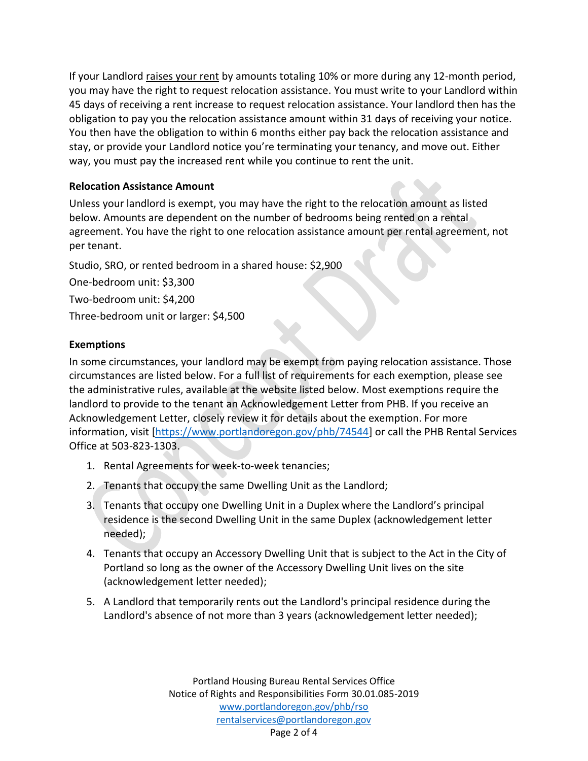If your Landlord raises your rent by amounts totaling 10% or more during any 12-month period, you may have the right to request relocation assistance. You must write to your Landlord within 45 days of receiving a rent increase to request relocation assistance. Your landlord then has the obligation to pay you the relocation assistance amount within 31 days of receiving your notice. You then have the obligation to within 6 months either pay back the relocation assistance and stay, or provide your Landlord notice you're terminating your tenancy, and move out. Either way, you must pay the increased rent while you continue to rent the unit.

**Relocation Assistance Amount**

Unless your landlord is exempt, you may have the right to the relocation amount as listed below. Amounts are dependent on the number of bedrooms being rented on a rental agreement. You have the right to one relocation assistance amount per rental agreement, not per tenant.

Studio, SRO, or rented bedroom in a shared house: $2,900

One-bedroom unit: $3,300

Two-bedroom unit: $4,200

Three-bedroom unit or larger: $4,500

**Exemptions**

In some circumstances, your landlord may be exempt from paying relocation assistance. Those circumstances are listed below. For a full list of requirements for each exemption, please see the administrative rules, available at the website listed below. Most exemptions require the landlord to provide to the tenant an Acknowledgement Letter from PHB. If you receive an Acknowledgement Letter, closely review it for details about the exemption. For more information, visit [https://www.portlandoregon.gov/phb/74544] or call the PHB Rental Services Office at 503-823-1303.

1. Rental Agreements for week-to-week tenancies;
2. Tenants that occupy the same Dwelling Unit as the Landlord;
3. Tenants that occupy one Dwelling Unit in a Duplex where the Landlord's principal residence is the second Dwelling Unit in the same Duplex (acknowledgement letter needed);
4. Tenants that occupy an Accessory Dwelling Unit that is subject to the Act in the City of Portland so long as the owner of the Accessory Dwelling Unit lives on the site (acknowledgement letter needed);
5. A Landlord that temporarily rents out the Landlord's principal residence during the Landlord's absence of not more than 3 years (acknowledgement letter needed);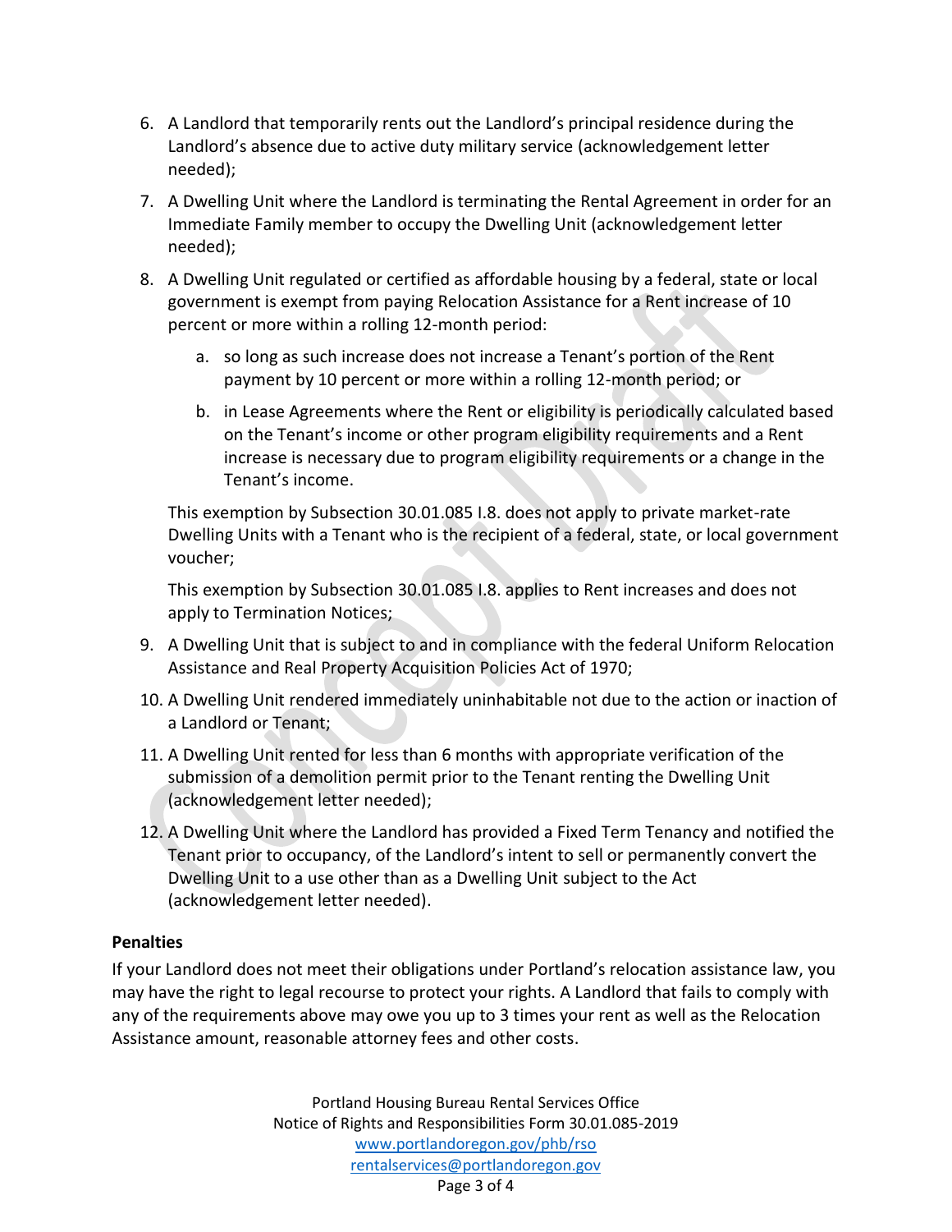6. A Landlord that temporarily rents out the Landlord's principal residence during the Landlord's absence due to active duty military service (acknowledgement letter needed);
7. A Dwelling Unit where the Landlord is terminating the Rental Agreement in order for an Immediate Family member to occupy the Dwelling Unit (acknowledgement letter needed);
8. A Dwelling Unit regulated or certified as affordable housing by a federal, state or local government is exempt from paying Relocation Assistance for a Rent increase of 10 percent or more within a rolling 12-month period:
   a. so long as such increase does not increase a Tenant's portion of the Rent payment by 10 percent or more within a rolling 12-month period; or
   b. in Lease Agreements where the Rent or eligibility is periodically calculated based on the Tenant's income or other program eligibility requirements and a Rent increase is necessary due to program eligibility requirements or a change in the Tenant's income.

   This exemption by Subsection 30.01.085 I.8. does not apply to private market-rate Dwelling Units with a Tenant who is the recipient of a federal, state, or local government voucher;

   This exemption by Subsection 30.01.085 I.8. applies to Rent increases and does not apply to Termination Notices;
9. A Dwelling Unit that is subject to and in compliance with the federal Uniform Relocation Assistance and Real Property Acquisition Policies Act of 1970;
10. A Dwelling Unit rendered immediately uninhabitable not due to the action or inaction of a Landlord or Tenant;
11. A Dwelling Unit rented for less than 6 months with appropriate verification of the submission of a demolition permit prior to the Tenant renting the Dwelling Unit (acknowledgement letter needed);
12. A Dwelling Unit where the Landlord has provided a Fixed Term Tenancy and notified the Tenant prior to occupancy, of the Landlord's intent to sell or permanently convert the Dwelling Unit to a use other than as a Dwelling Unit subject to the Act (acknowledgement letter needed).

**Penalties**

If your Landlord does not meet their obligations under Portland's relocation assistance law, you may have the right to legal recourse to protect your rights. A Landlord that fails to comply with any of the requirements above may owe you up to 3 times your rent as well as the Relocation Assistance amount, reasonable attorney fees and other costs.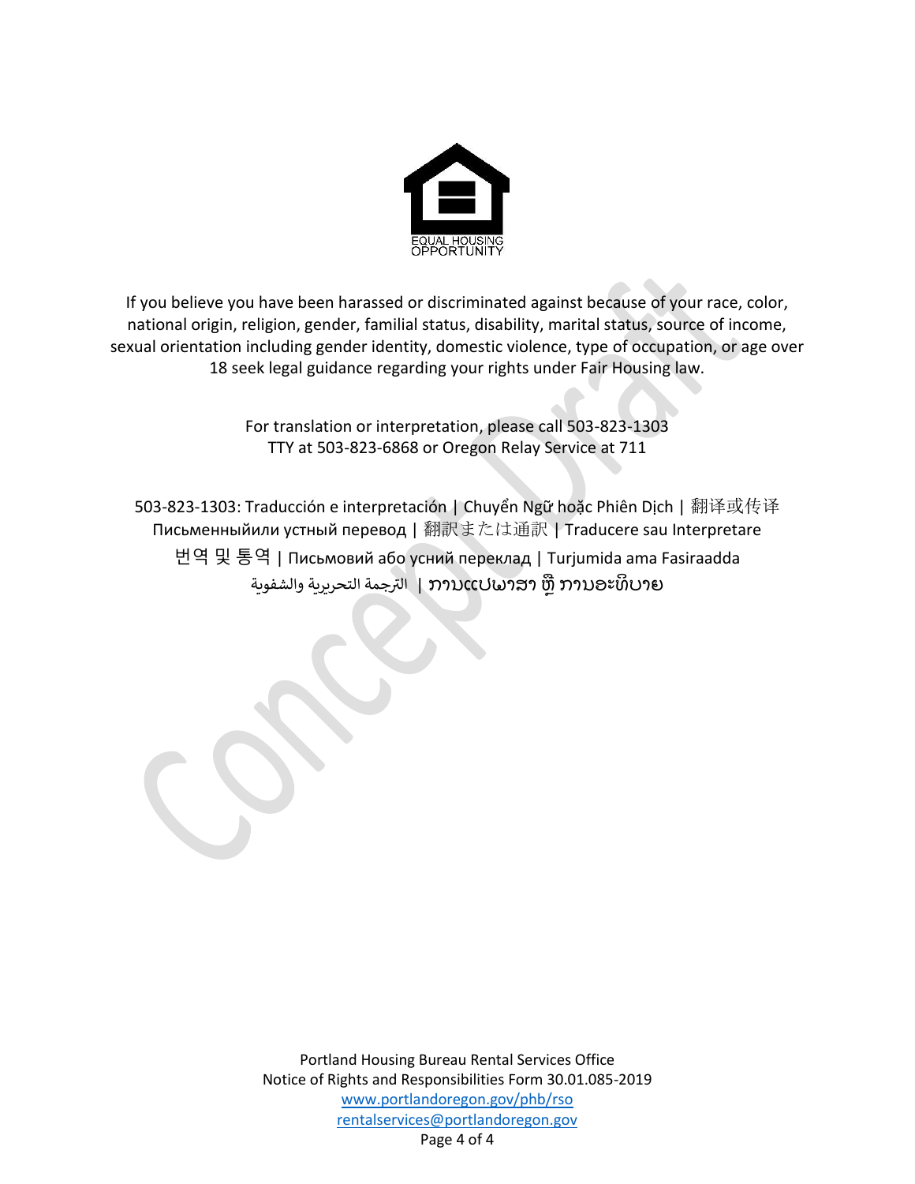EQUAL HOUSING OPPORTUNITY

If you believe you have been harassed or discriminated against because of your race, color, national origin, religion, gender, familial status, disability, marital status, source of income, sexual orientation including gender identity, domestic violence, type of occupation, or age over 18 seek legal guidance regarding your rights under Fair Housing law.

For translation or interpretation, please call 503-823-1303
TTY at 503-823-6868 or Oregon Relay Service at 711

503-823-1303: Traducción e interpretación | Chuyển Ngữ hoặc Phiên Dịch | 翻译或传译
Письменныйили устный перевод | 翻訳または通訳 | Traducere sau Interpretare
번역 및 통역 | Письмовий або усний переклад | Turjumida ama Fasiraadda
الترجمة التحريرية والشفوية | ການແປພາສາ ຫຼື ການອະທິບາຍ

Portland Housing Bureau Rental Services Office
Notice of Rights and Responsibilities Form 30.01.085-2019
www.portlandoregon.gov/phb/rso
rentalservices@portlandoregon.gov